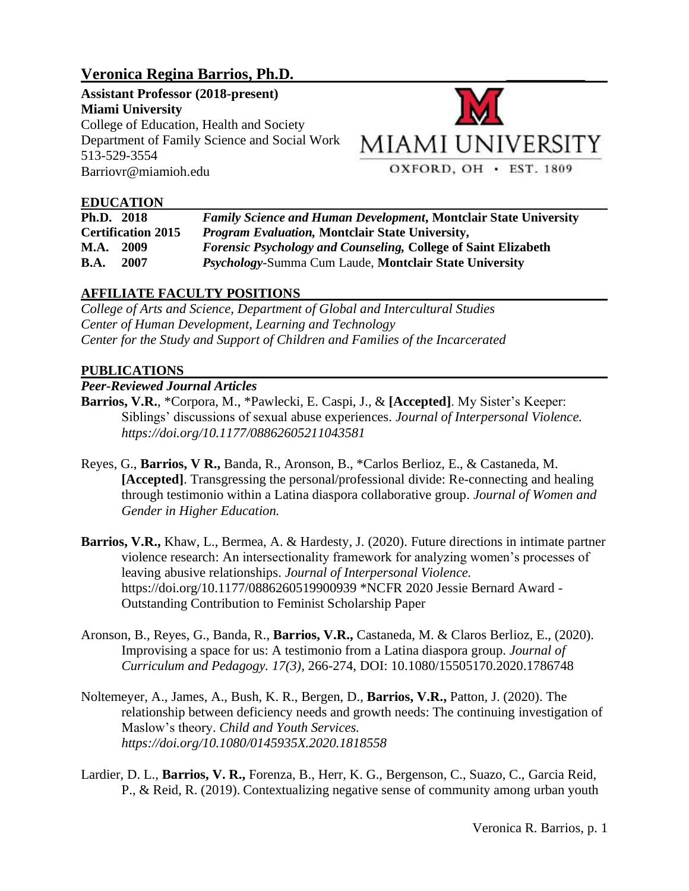# Veronica Regina Barrios, Ph.D.

**Assistant Professor (2018-present)**
**Miami University**
College of Education, Health and Society
Department of Family Science and Social Work
513-529-3554
Barriovr@miamioh.edu

## EDUCATION

| | |
|---|---|
| **Ph.D. 2018** | ***Family Science and Human Development,*** **Montclair State University** |
| **Certification 2015** | ***Program Evaluation,*** **Montclair State University,** |
| **M.A. 2009** | ***Forensic Psychology and Counseling,*** **College of Saint Elizabeth** |
| **B.A. 2007** | ***Psychology*-Summa Cum Laude, Montclair State University** |

## AFFILIATE FACULTY POSITIONS

*College of Arts and Science, Department of Global and Intercultural Studies*
*Center of Human Development, Learning and Technology*
*Center for the Study and Support of Children and Families of the Incarcerated*

## PUBLICATIONS

### *Peer-Reviewed Journal Articles*

**Barrios, V.R.**, *Corpora, M., *Pawlecki, E. Caspi, J., & **[Accepted]**. My Sister's Keeper: Siblings' discussions of sexual abuse experiences. *Journal of Interpersonal Violence. https://doi.org/10.1177/08862605211043581*

Reyes, G., **Barrios, V R.,** Banda, R., Aronson, B., *Carlos Berlioz, E., & Castaneda, M. **[Accepted]**. Transgressing the personal/professional divide: Re-connecting and healing through testimonio within a Latina diaspora collaborative group. *Journal of Women and Gender in Higher Education.*

**Barrios, V.R.,** Khaw, L., Bermea, A. & Hardesty, J. (2020). Future directions in intimate partner violence research: An intersectionality framework for analyzing women's processes of leaving abusive relationships. *Journal of Interpersonal Violence.* https://doi.org/10.1177/0886260519900939 *NCFR 2020 Jessie Bernard Award - Outstanding Contribution to Feminist Scholarship Paper

Aronson, B., Reyes, G., Banda, R., **Barrios, V.R.,** Castaneda, M. & Claros Berlioz, E., (2020). Improvising a space for us: A testimonio from a Latina diaspora group. *Journal of Curriculum and Pedagogy. 17(3),* 266-274, DOI: 10.1080/15505170.2020.1786748

Noltemeyer, A., James, A., Bush, K. R., Bergen, D., **Barrios, V.R.,** Patton, J. (2020). The relationship between deficiency needs and growth needs: The continuing investigation of Maslow's theory. *Child and Youth Services. https://doi.org/10.1080/0145935X.2020.1818558*

Lardier, D. L., **Barrios, V. R.,** Forenza, B., Herr, K. G., Bergenson, C., Suazo, C., Garcia Reid, P., & Reid, R. (2019). Contextualizing negative sense of community among urban youth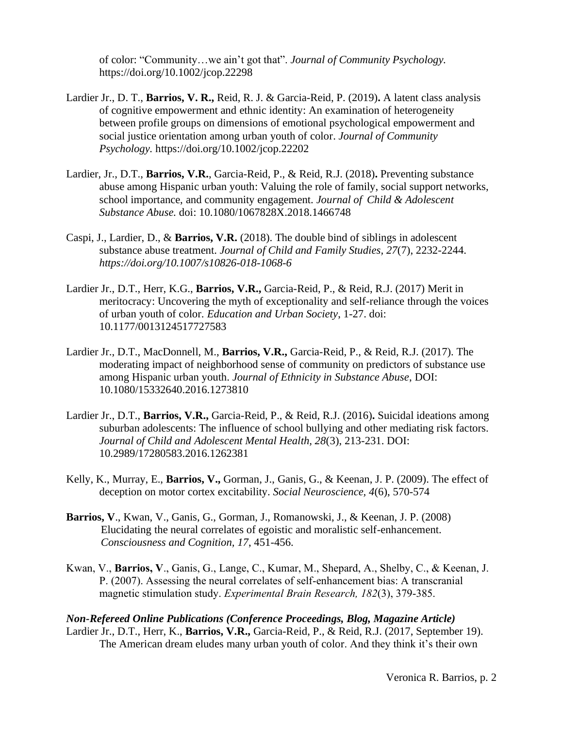of color: "Community…we ain't got that". *Journal of Community Psychology.* https://doi.org/10.1002/jcop.22298

Lardier Jr., D. T., **Barrios, V. R.,** Reid, R. J. & Garcia-Reid, P. (2019)**.** A latent class analysis of cognitive empowerment and ethnic identity: An examination of heterogeneity between profile groups on dimensions of emotional psychological empowerment and social justice orientation among urban youth of color. *Journal of Community Psychology.* https://doi.org/10.1002/jcop.22202

Lardier, Jr., D.T., **Barrios, V.R.**, Garcia-Reid, P., & Reid, R.J. (2018)**.** Preventing substance abuse among Hispanic urban youth: Valuing the role of family, social support networks, school importance, and community engagement. *Journal of Child & Adolescent Substance Abuse.* doi: 10.1080/1067828X.2018.1466748

Caspi, J., Lardier, D., & **Barrios, V.R.** (2018). The double bind of siblings in adolescent substance abuse treatment. *Journal of Child and Family Studies, 27*(7), 2232-2244. *https://doi.org/10.1007/s10826-018-1068-6*

Lardier Jr., D.T., Herr, K.G., **Barrios, V.R.,** Garcia-Reid, P., & Reid, R.J. (2017) Merit in meritocracy: Uncovering the myth of exceptionality and self-reliance through the voices of urban youth of color. *Education and Urban Society*, 1-27. doi: 10.1177/0013124517727583

Lardier Jr., D.T., MacDonnell, M., **Barrios, V.R.,** Garcia-Reid, P., & Reid, R.J. (2017). The moderating impact of neighborhood sense of community on predictors of substance use among Hispanic urban youth. *Journal of Ethnicity in Substance Abuse*, DOI: 10.1080/15332640.2016.1273810

Lardier Jr., D.T., **Barrios, V.R.,** Garcia-Reid, P., & Reid, R.J. (2016)**.** Suicidal ideations among suburban adolescents: The influence of school bullying and other mediating risk factors. *Journal of Child and Adolescent Mental Health, 28*(3), 213-231. DOI: 10.2989/17280583.2016.1262381

Kelly, K., Murray, E., **Barrios, V.,** Gorman, J., Ganis, G., & Keenan, J. P. (2009). The effect of deception on motor cortex excitability. *Social Neuroscience, 4*(6), 570-574

**Barrios, V**., Kwan, V., Ganis, G., Gorman, J., Romanowski, J., & Keenan, J. P. (2008) Elucidating the neural correlates of egoistic and moralistic self-enhancement. *Consciousness and Cognition, 17*, 451-456.

Kwan, V., **Barrios, V**., Ganis, G., Lange, C., Kumar, M., Shepard, A., Shelby, C., & Keenan, J. P. (2007). Assessing the neural correlates of self-enhancement bias: A transcranial magnetic stimulation study. *Experimental Brain Research, 182*(3), 379-385.

***Non-Refereed Online Publications (Conference Proceedings, Blog, Magazine Article)***

Lardier Jr., D.T., Herr, K., **Barrios, V.R.,** Garcia-Reid, P., & Reid, R.J. (2017, September 19). The American dream eludes many urban youth of color. And they think it's their own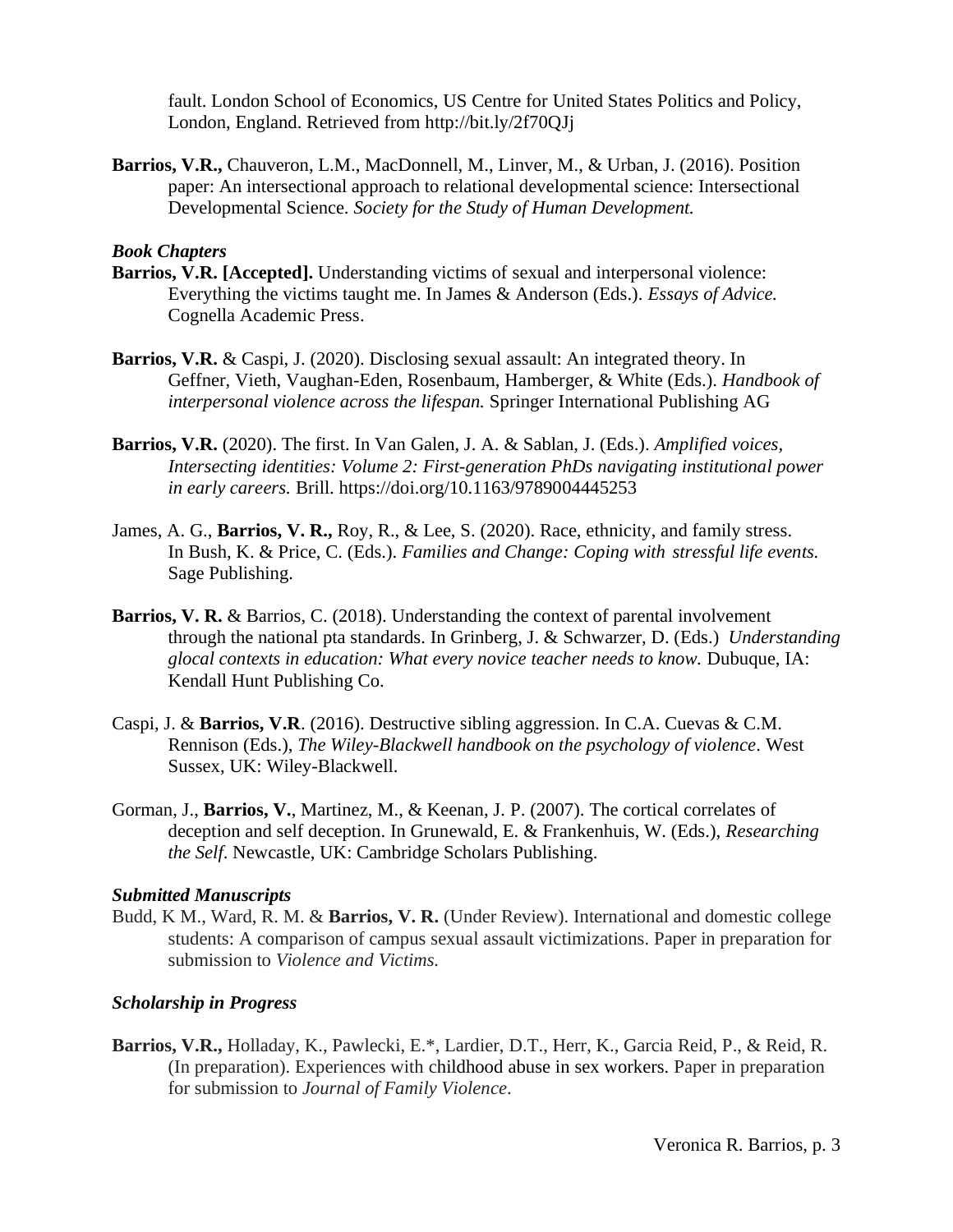fault. London School of Economics, US Centre for United States Politics and Policy, London, England. Retrieved from http://bit.ly/2f70QJj

**Barrios, V.R.,** Chauveron, L.M., MacDonnell, M., Linver, M., & Urban, J. (2016). Position paper: An intersectional approach to relational developmental science: Intersectional Developmental Science. *Society for the Study of Human Development.*

### *Book Chapters*

**Barrios, V.R. [Accepted].** Understanding victims of sexual and interpersonal violence: Everything the victims taught me. In James & Anderson (Eds.). *Essays of Advice.* Cognella Academic Press.

**Barrios, V.R.** & Caspi, J. (2020). Disclosing sexual assault: An integrated theory. In Geffner, Vieth, Vaughan-Eden, Rosenbaum, Hamberger, & White (Eds.). *Handbook of interpersonal violence across the lifespan.* Springer International Publishing AG

**Barrios, V.R.** (2020). The first. In Van Galen, J. A. & Sablan, J. (Eds.). *Amplified voices, Intersecting identities: Volume 2: First-generation PhDs navigating institutional power in early careers.* Brill. https://doi.org/10.1163/9789004445253

James, A. G., **Barrios, V. R.,** Roy, R., & Lee, S. (2020). Race, ethnicity, and family stress. In Bush, K. & Price, C. (Eds.). *Families and Change: Coping with stressful life events.* Sage Publishing.

**Barrios, V. R.** & Barrios, C. (2018). Understanding the context of parental involvement through the national pta standards. In Grinberg, J. & Schwarzer, D. (Eds.) *Understanding glocal contexts in education: What every novice teacher needs to know.* Dubuque, IA: Kendall Hunt Publishing Co.

Caspi, J. & **Barrios, V.R**. (2016). Destructive sibling aggression. In C.A. Cuevas & C.M. Rennison (Eds.), *The Wiley-Blackwell handbook on the psychology of violence*. West Sussex, UK: Wiley-Blackwell.

Gorman, J., **Barrios, V.**, Martinez, M., & Keenan, J. P. (2007). The cortical correlates of deception and self deception. In Grunewald, E. & Frankenhuis, W. (Eds.), *Researching the Self*. Newcastle, UK: Cambridge Scholars Publishing.

### *Submitted Manuscripts*

Budd, K M., Ward, R. M. & **Barrios, V. R.** (Under Review). International and domestic college students: A comparison of campus sexual assault victimizations. Paper in preparation for submission to *Violence and Victims.*

### *Scholarship in Progress*

**Barrios, V.R.,** Holladay, K., Pawlecki, E.*, Lardier, D.T., Herr, K., Garcia Reid, P., & Reid, R. (In preparation). Experiences with childhood abuse in sex workers. Paper in preparation for submission to *Journal of Family Violence*.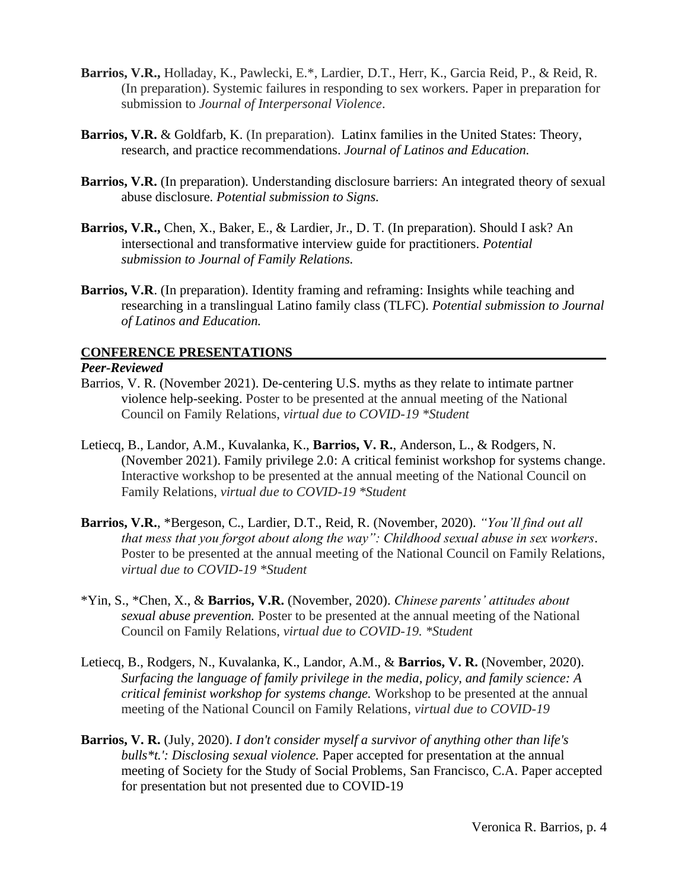**Barrios, V.R.,** Holladay, K., Pawlecki, E.*, Lardier, D.T., Herr, K., Garcia Reid, P., & Reid, R. (In preparation). Systemic failures in responding to sex workers. Paper in preparation for submission to *Journal of Interpersonal Violence*.

**Barrios, V.R.** & Goldfarb, K. (In preparation). Latinx families in the United States: Theory, research, and practice recommendations. *Journal of Latinos and Education.*

**Barrios, V.R.** (In preparation). Understanding disclosure barriers: An integrated theory of sexual abuse disclosure. *Potential submission to Signs.*

**Barrios, V.R.,** Chen, X., Baker, E., & Lardier, Jr., D. T. (In preparation). Should I ask? An intersectional and transformative interview guide for practitioners. *Potential submission to Journal of Family Relations.*

**Barrios, V.R**. (In preparation). Identity framing and reframing: Insights while teaching and researching in a translingual Latino family class (TLFC). *Potential submission to Journal of Latinos and Education.*

## CONFERENCE PRESENTATIONS

***Peer-Reviewed***

Barrios, V. R. (November 2021). De-centering U.S. myths as they relate to intimate partner violence help-seeking. Poster to be presented at the annual meeting of the National Council on Family Relations, *virtual due to COVID-19 *Student*

Letiecq, B., Landor, A.M., Kuvalanka, K., **Barrios, V. R.**, Anderson, L., & Rodgers, N. (November 2021). Family privilege 2.0: A critical feminist workshop for systems change. Interactive workshop to be presented at the annual meeting of the National Council on Family Relations, *virtual due to COVID-19 *Student*

**Barrios, V.R.**, *Bergeson, C., Lardier, D.T., Reid, R. (November, 2020). *"You'll find out all that mess that you forgot about along the way": Childhood sexual abuse in sex workers*. Poster to be presented at the annual meeting of the National Council on Family Relations, *virtual due to COVID-19 *Student*

*Yin, S., *Chen, X., & **Barrios, V.R.** (November, 2020). *Chinese parents' attitudes about sexual abuse prevention.* Poster to be presented at the annual meeting of the National Council on Family Relations, *virtual due to COVID-19. *Student*

Letiecq, B., Rodgers, N., Kuvalanka, K., Landor, A.M., & **Barrios, V. R.** (November, 2020). *Surfacing the language of family privilege in the media, policy, and family science: A critical feminist workshop for systems change.* Workshop to be presented at the annual meeting of the National Council on Family Relations, *virtual due to COVID-19*

**Barrios, V. R.** (July, 2020). *I don't consider myself a survivor of anything other than life's bulls*t.': Disclosing sexual violence.* Paper accepted for presentation at the annual meeting of Society for the Study of Social Problems, San Francisco, C.A. Paper accepted for presentation but not presented due to COVID-19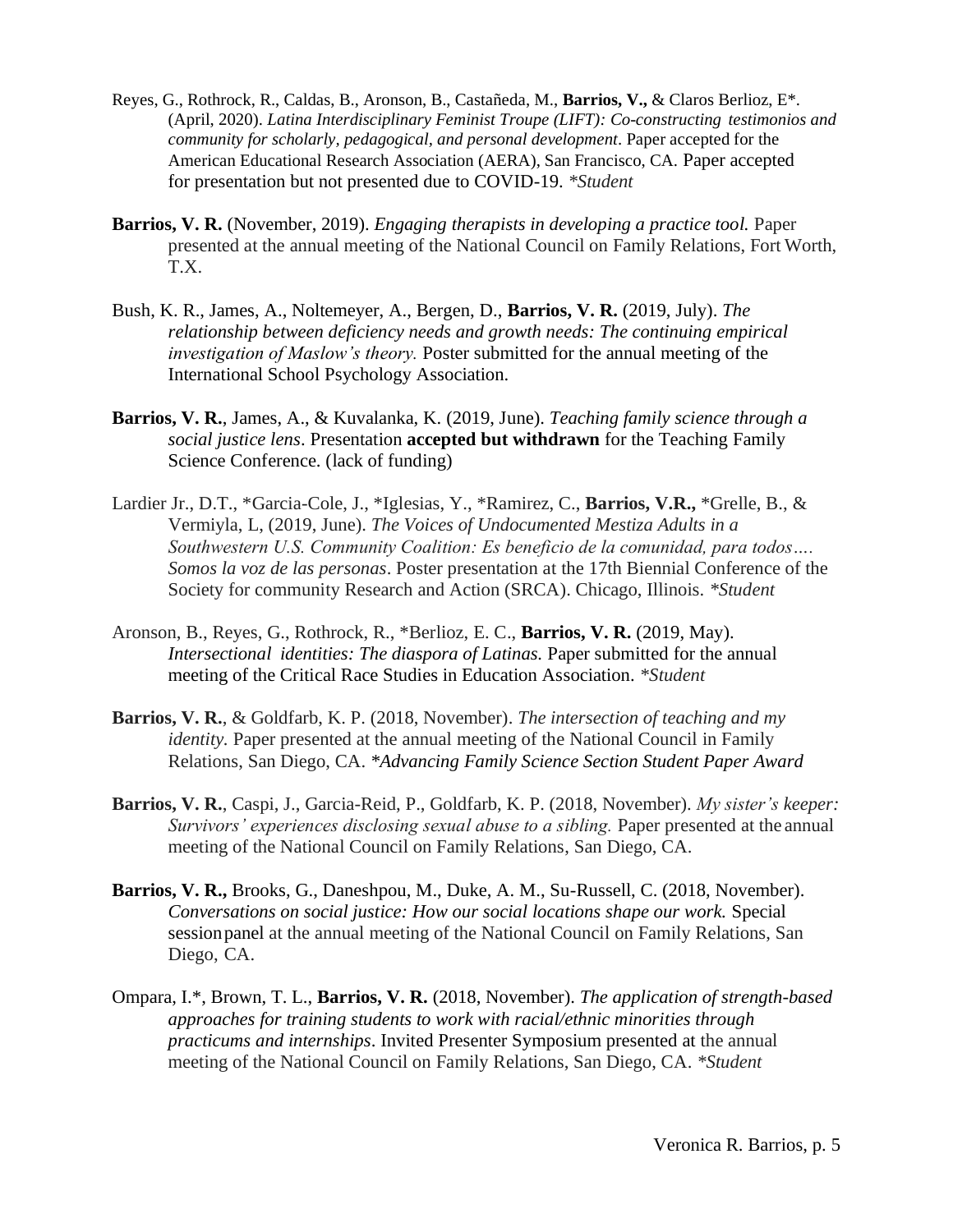Reyes, G., Rothrock, R., Caldas, B., Aronson, B., Castañeda, M., **Barrios, V.,** & Claros Berlioz, E*. (April, 2020). *Latina Interdisciplinary Feminist Troupe (LIFT): Co-constructing testimonios and community for scholarly, pedagogical, and personal development*. Paper accepted for the American Educational Research Association (AERA), San Francisco, CA. Paper accepted for presentation but not presented due to COVID-19. *\*Student*

**Barrios, V. R.** (November, 2019). *Engaging therapists in developing a practice tool.* Paper presented at the annual meeting of the National Council on Family Relations, Fort Worth, T.X.

Bush, K. R., James, A., Noltemeyer, A., Bergen, D., **Barrios, V. R.** (2019, July). *The relationship between deficiency needs and growth needs: The continuing empirical investigation of Maslow's theory.* Poster submitted for the annual meeting of the International School Psychology Association.

**Barrios, V. R.**, James, A., & Kuvalanka, K. (2019, June). *Teaching family science through a social justice lens*. Presentation **accepted but withdrawn** for the Teaching Family Science Conference. (lack of funding)

Lardier Jr., D.T., *Garcia-Cole, J., *Iglesias, Y., *Ramirez, C., **Barrios, V.R.,** *Grelle, B., & Vermiyla, L, (2019, June). *The Voices of Undocumented Mestiza Adults in a Southwestern U.S. Community Coalition: Es beneficio de la comunidad, para todos…. Somos la voz de las personas*. Poster presentation at the 17th Biennial Conference of the Society for community Research and Action (SRCA). Chicago, Illinois. *\*Student*

Aronson, B., Reyes, G., Rothrock, R., *Berlioz, E. C., **Barrios, V. R.** (2019, May). *Intersectional identities: The diaspora of Latinas.* Paper submitted for the annual meeting of the Critical Race Studies in Education Association. *\*Student*

**Barrios, V. R.**, & Goldfarb, K. P. (2018, November). *The intersection of teaching and my identity.* Paper presented at the annual meeting of the National Council in Family Relations, San Diego, CA. *\*Advancing Family Science Section Student Paper Award*

**Barrios, V. R.**, Caspi, J., Garcia-Reid, P., Goldfarb, K. P. (2018, November). *My sister's keeper: Survivors' experiences disclosing sexual abuse to a sibling.* Paper presented at the annual meeting of the National Council on Family Relations, San Diego, CA.

**Barrios, V. R.,** Brooks, G., Daneshpou, M., Duke, A. M., Su-Russell, C. (2018, November). *Conversations on social justice: How our social locations shape our work.* Special session panel at the annual meeting of the National Council on Family Relations, San Diego, CA.

Ompara, I.*, Brown, T. L., **Barrios, V. R.** (2018, November). *The application of strength-based approaches for training students to work with racial/ethnic minorities through practicums and internships*. Invited Presenter Symposium presented at the annual meeting of the National Council on Family Relations, San Diego, CA. *\*Student*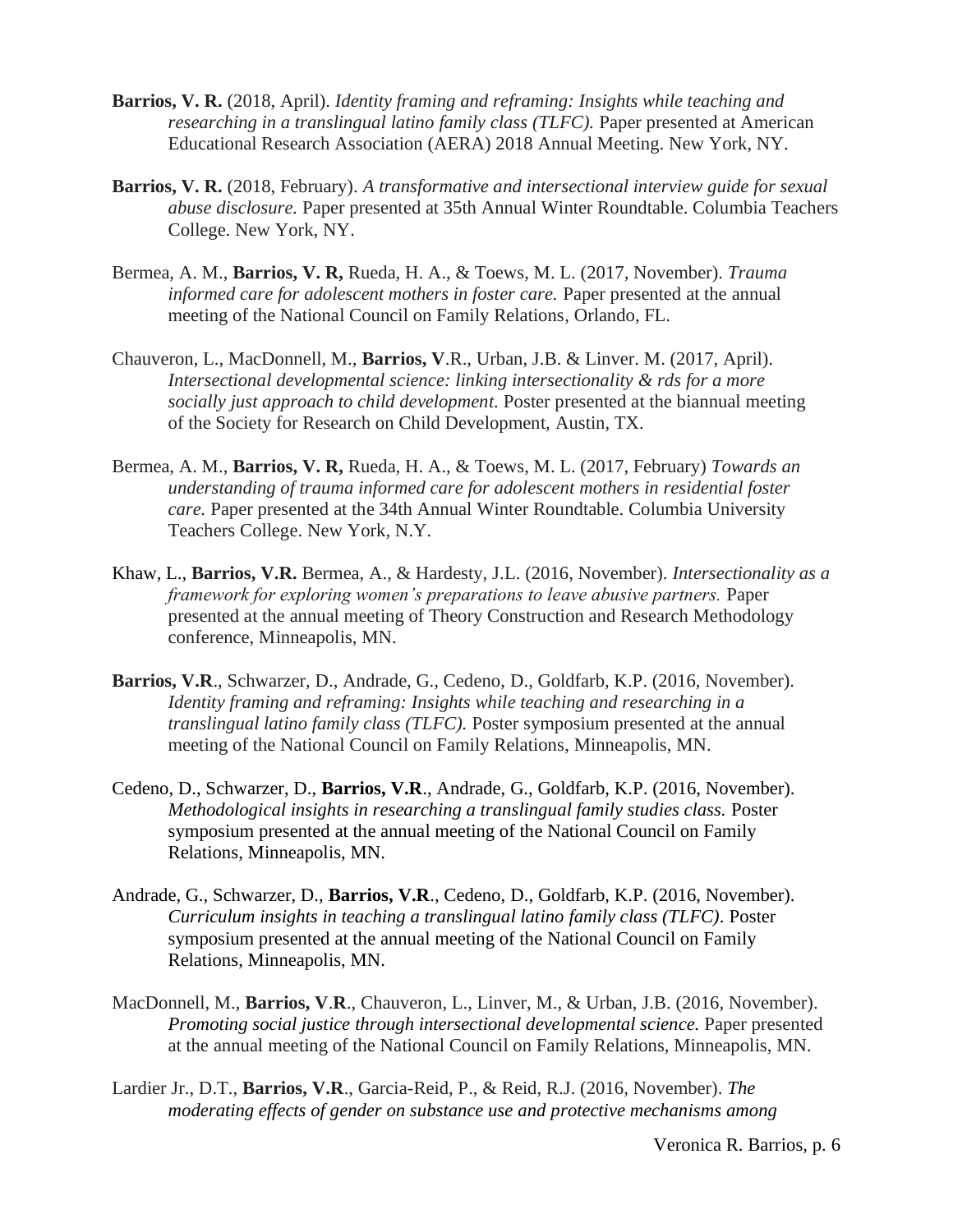**Barrios, V. R.** (2018, April). *Identity framing and reframing: Insights while teaching and researching in a translingual latino family class (TLFC).* Paper presented at American Educational Research Association (AERA) 2018 Annual Meeting. New York, NY.

**Barrios, V. R.** (2018, February). *A transformative and intersectional interview guide for sexual abuse disclosure.* Paper presented at 35th Annual Winter Roundtable. Columbia Teachers College. New York, NY.

Bermea, A. M., **Barrios, V. R,** Rueda, H. A., & Toews, M. L. (2017, November). *Trauma informed care for adolescent mothers in foster care.* Paper presented at the annual meeting of the National Council on Family Relations, Orlando, FL.

Chauveron, L., MacDonnell, M., **Barrios, V**.R., Urban, J.B. & Linver. M. (2017, April). *Intersectional developmental science: linking intersectionality & rds for a more socially just approach to child development.* Poster presented at the biannual meeting of the Society for Research on Child Development, Austin, TX.

Bermea, A. M., **Barrios, V. R,** Rueda, H. A., & Toews, M. L. (2017, February) *Towards an understanding of trauma informed care for adolescent mothers in residential foster care.* Paper presented at the 34th Annual Winter Roundtable. Columbia University Teachers College. New York, N.Y.

Khaw, L., **Barrios, V.R.** Bermea, A., & Hardesty, J.L. (2016, November). *Intersectionality as a framework for exploring women's preparations to leave abusive partners.* Paper presented at the annual meeting of Theory Construction and Research Methodology conference, Minneapolis, MN.

**Barrios, V.R**., Schwarzer, D., Andrade, G., Cedeno, D., Goldfarb, K.P. (2016, November). *Identity framing and reframing: Insights while teaching and researching in a translingual latino family class (TLFC).* Poster symposium presented at the annual meeting of the National Council on Family Relations, Minneapolis, MN.

Cedeno, D., Schwarzer, D., **Barrios, V.R**., Andrade, G., Goldfarb, K.P. (2016, November). *Methodological insights in researching a translingual family studies class.* Poster symposium presented at the annual meeting of the National Council on Family Relations, Minneapolis, MN.

Andrade, G., Schwarzer, D., **Barrios, V.R**., Cedeno, D., Goldfarb, K.P. (2016, November). *Curriculum insights in teaching a translingual latino family class (TLFC)*. Poster symposium presented at the annual meeting of the National Council on Family Relations, Minneapolis, MN.

MacDonnell, M., **Barrios, V**.**R**., Chauveron, L., Linver, M., & Urban, J.B. (2016, November). *Promoting social justice through intersectional developmental science.* Paper presented at the annual meeting of the National Council on Family Relations, Minneapolis, MN.

Lardier Jr., D.T., **Barrios, V.R**., Garcia-Reid, P., & Reid, R.J. (2016, November). *The moderating effects of gender on substance use and protective mechanisms among*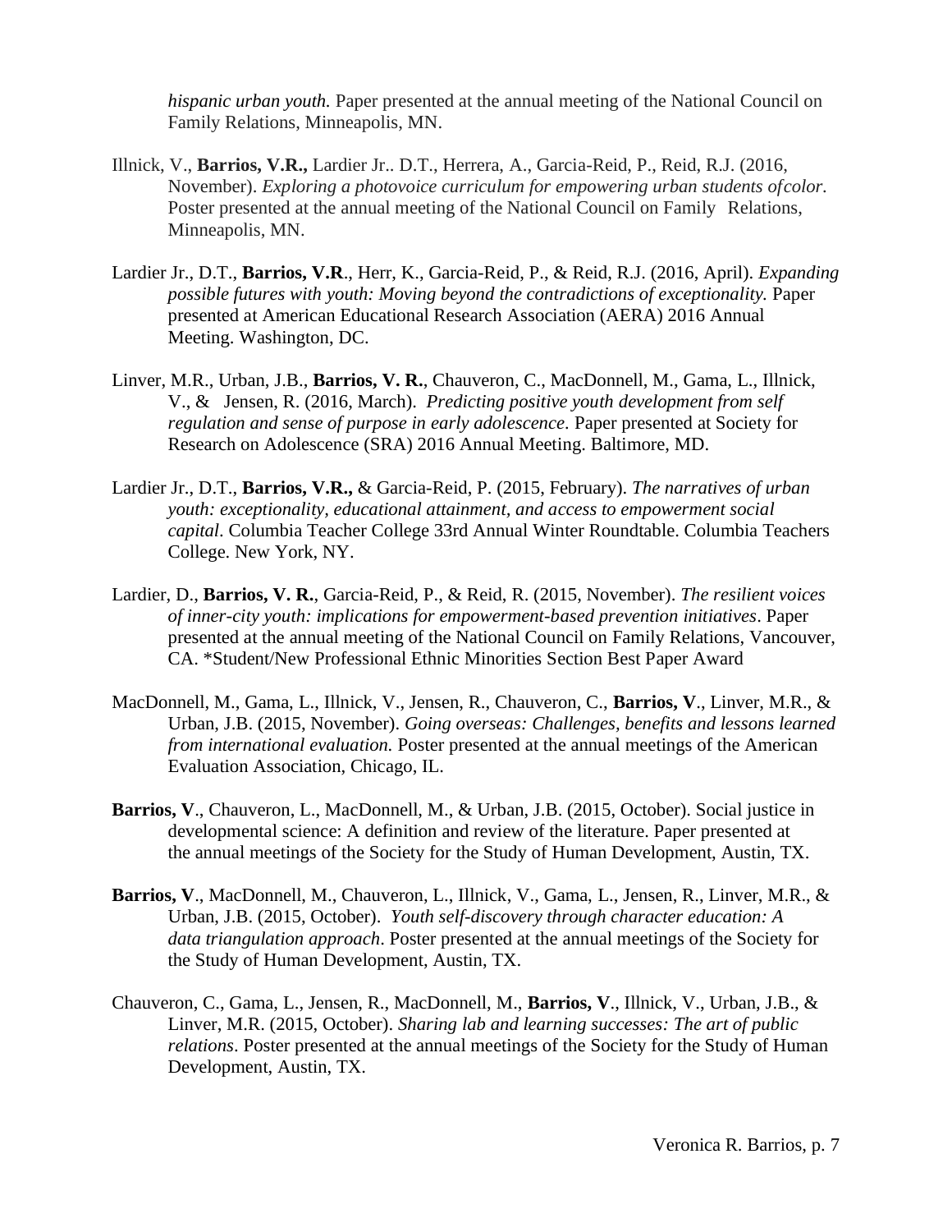*hispanic urban youth.* Paper presented at the annual meeting of the National Council on Family Relations, Minneapolis, MN.

Illnick, V., **Barrios, V.R.,** Lardier Jr.. D.T., Herrera, A., Garcia-Reid, P., Reid, R.J. (2016, November). *Exploring a photovoice curriculum for empowering urban students ofcolor.* Poster presented at the annual meeting of the National Council on Family Relations, Minneapolis, MN.

Lardier Jr., D.T., **Barrios, V.R**., Herr, K., Garcia-Reid, P., & Reid, R.J. (2016, April). *Expanding possible futures with youth: Moving beyond the contradictions of exceptionality.* Paper presented at American Educational Research Association (AERA) 2016 Annual Meeting. Washington, DC.

Linver, M.R., Urban, J.B., **Barrios, V. R.**, Chauveron, C., MacDonnell, M., Gama, L., Illnick, V., & Jensen, R. (2016, March). *Predicting positive youth development from self regulation and sense of purpose in early adolescence*. Paper presented at Society for Research on Adolescence (SRA) 2016 Annual Meeting. Baltimore, MD.

Lardier Jr., D.T., **Barrios, V.R.,** & Garcia-Reid, P. (2015, February). *The narratives of urban youth: exceptionality, educational attainment, and access to empowerment social capital*. Columbia Teacher College 33rd Annual Winter Roundtable. Columbia Teachers College. New York, NY.

Lardier, D., **Barrios, V. R.**, Garcia-Reid, P., & Reid, R. (2015, November). *The resilient voices of inner-city youth: implications for empowerment-based prevention initiatives*. Paper presented at the annual meeting of the National Council on Family Relations, Vancouver, CA. *Student/New Professional Ethnic Minorities Section Best Paper Award

MacDonnell, M., Gama, L., Illnick, V., Jensen, R., Chauveron, C., **Barrios, V**., Linver, M.R., & Urban, J.B. (2015, November). *Going overseas: Challenges, benefits and lessons learned from international evaluation.* Poster presented at the annual meetings of the American Evaluation Association, Chicago, IL.

**Barrios, V**., Chauveron, L., MacDonnell, M., & Urban, J.B. (2015, October). Social justice in developmental science: A definition and review of the literature. Paper presented at the annual meetings of the Society for the Study of Human Development, Austin, TX.

**Barrios, V**., MacDonnell, M., Chauveron, L., Illnick, V., Gama, L., Jensen, R., Linver, M.R., & Urban, J.B. (2015, October). *Youth self-discovery through character education: A data triangulation approach*. Poster presented at the annual meetings of the Society for the Study of Human Development, Austin, TX.

Chauveron, C., Gama, L., Jensen, R., MacDonnell, M., **Barrios, V**., Illnick, V., Urban, J.B., & Linver, M.R. (2015, October). *Sharing lab and learning successes: The art of public relations*. Poster presented at the annual meetings of the Society for the Study of Human Development, Austin, TX.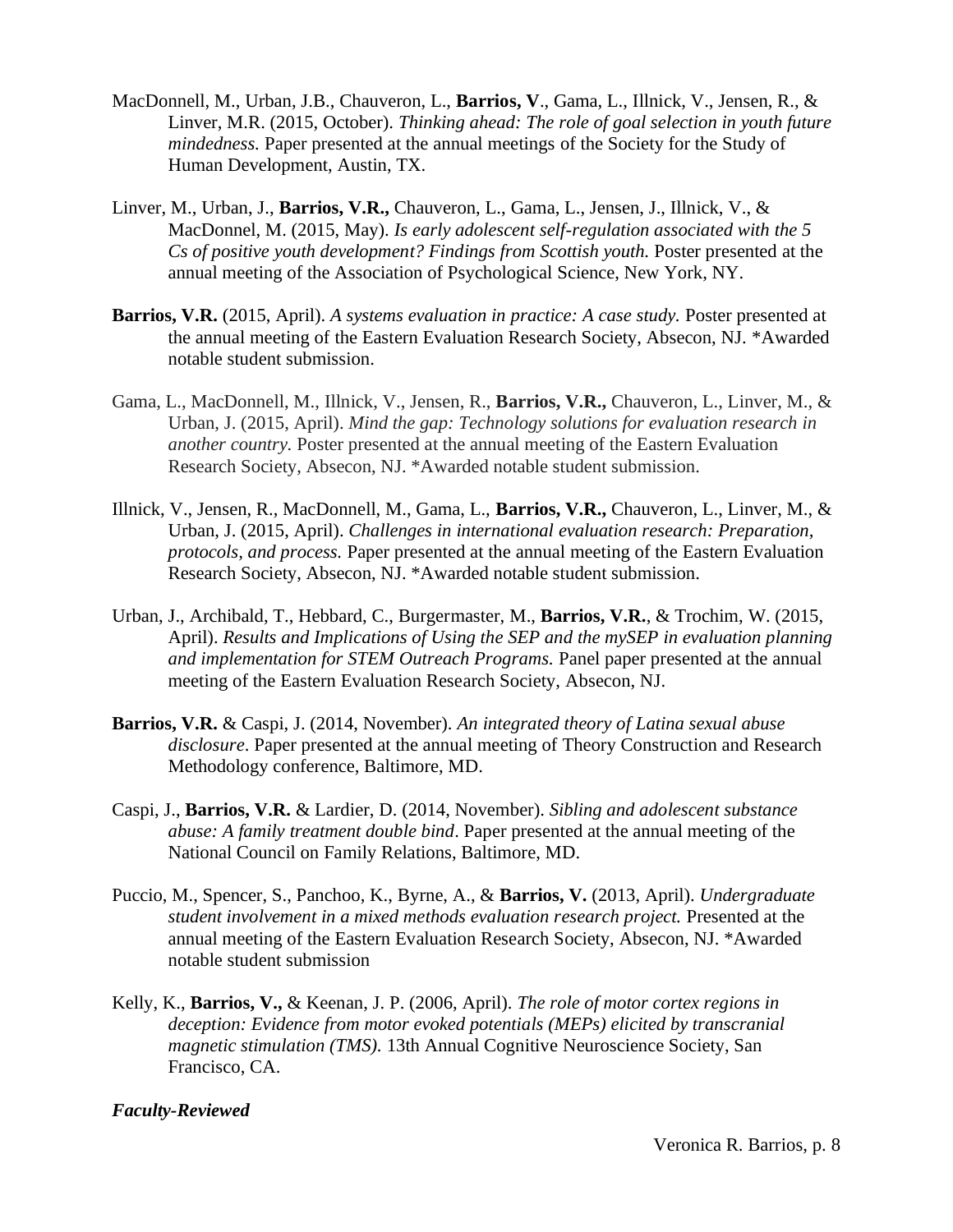MacDonnell, M., Urban, J.B., Chauveron, L., **Barrios, V**., Gama, L., Illnick, V., Jensen, R., & Linver, M.R. (2015, October). *Thinking ahead: The role of goal selection in youth future mindedness.* Paper presented at the annual meetings of the Society for the Study of Human Development, Austin, TX.

Linver, M., Urban, J., **Barrios, V.R.,** Chauveron, L., Gama, L., Jensen, J., Illnick, V., & MacDonnel, M. (2015, May). *Is early adolescent self-regulation associated with the 5 Cs of positive youth development? Findings from Scottish youth.* Poster presented at the annual meeting of the Association of Psychological Science, New York, NY.

**Barrios, V.R.** (2015, April). *A systems evaluation in practice: A case study.* Poster presented at the annual meeting of the Eastern Evaluation Research Society, Absecon, NJ. *Awarded notable student submission.

Gama, L., MacDonnell, M., Illnick, V., Jensen, R., **Barrios, V.R.,** Chauveron, L., Linver, M., & Urban, J. (2015, April). *Mind the gap: Technology solutions for evaluation research in another country.* Poster presented at the annual meeting of the Eastern Evaluation Research Society, Absecon, NJ. *Awarded notable student submission.

Illnick, V., Jensen, R., MacDonnell, M., Gama, L., **Barrios, V.R.,** Chauveron, L., Linver, M., & Urban, J. (2015, April). *Challenges in international evaluation research: Preparation, protocols, and process.* Paper presented at the annual meeting of the Eastern Evaluation Research Society, Absecon, NJ. *Awarded notable student submission.

Urban, J., Archibald, T., Hebbard, C., Burgermaster, M., **Barrios, V.R.**, & Trochim, W. (2015, April). *Results and Implications of Using the SEP and the mySEP in evaluation planning and implementation for STEM Outreach Programs.* Panel paper presented at the annual meeting of the Eastern Evaluation Research Society, Absecon, NJ.

**Barrios, V.R.** & Caspi, J. (2014, November). *An integrated theory of Latina sexual abuse disclosure*. Paper presented at the annual meeting of Theory Construction and Research Methodology conference, Baltimore, MD.

Caspi, J., **Barrios, V.R.** & Lardier, D. (2014, November). *Sibling and adolescent substance abuse: A family treatment double bind*. Paper presented at the annual meeting of the National Council on Family Relations, Baltimore, MD.

Puccio, M., Spencer, S., Panchoo, K., Byrne, A., & **Barrios, V.** (2013, April). *Undergraduate student involvement in a mixed methods evaluation research project.* Presented at the annual meeting of the Eastern Evaluation Research Society, Absecon, NJ. *Awarded notable student submission

Kelly, K., **Barrios, V.,** & Keenan, J. P. (2006, April). *The role of motor cortex regions in deception: Evidence from motor evoked potentials (MEPs) elicited by transcranial magnetic stimulation (TMS).* 13th Annual Cognitive Neuroscience Society, San Francisco, CA.

***Faculty-Reviewed***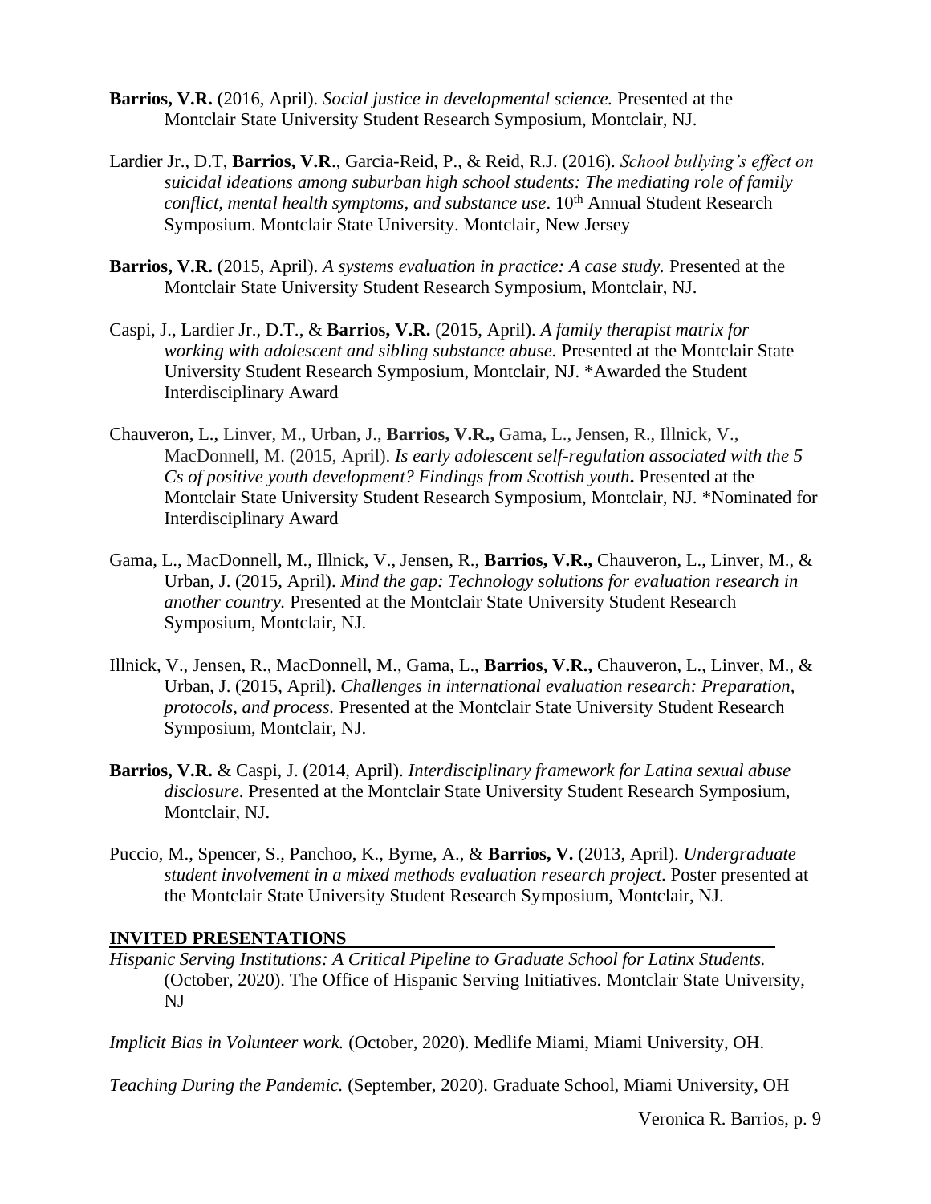**Barrios, V.R.** (2016, April). *Social justice in developmental science.* Presented at the Montclair State University Student Research Symposium, Montclair, NJ.

Lardier Jr., D.T, **Barrios, V.R**., Garcia-Reid, P., & Reid, R.J. (2016). *School bullying's effect on suicidal ideations among suburban high school students: The mediating role of family conflict, mental health symptoms, and substance use*. 10th Annual Student Research Symposium. Montclair State University. Montclair, New Jersey

**Barrios, V.R.** (2015, April). *A systems evaluation in practice: A case study.* Presented at the Montclair State University Student Research Symposium, Montclair, NJ.

Caspi, J., Lardier Jr., D.T., & **Barrios, V.R.** (2015, April). *A family therapist matrix for working with adolescent and sibling substance abuse.* Presented at the Montclair State University Student Research Symposium, Montclair, NJ. *Awarded the Student Interdisciplinary Award

Chauveron, L., Linver, M., Urban, J., **Barrios, V.R.,** Gama, L., Jensen, R., Illnick, V., MacDonnell, M. (2015, April). *Is early adolescent self-regulation associated with the 5 Cs of positive youth development? Findings from Scottish youth***.** Presented at the Montclair State University Student Research Symposium, Montclair, NJ. *Nominated for Interdisciplinary Award

Gama, L., MacDonnell, M., Illnick, V., Jensen, R., **Barrios, V.R.,** Chauveron, L., Linver, M., & Urban, J. (2015, April). *Mind the gap: Technology solutions for evaluation research in another country.* Presented at the Montclair State University Student Research Symposium, Montclair, NJ.

Illnick, V., Jensen, R., MacDonnell, M., Gama, L., **Barrios, V.R.,** Chauveron, L., Linver, M., & Urban, J. (2015, April). *Challenges in international evaluation research: Preparation, protocols, and process.* Presented at the Montclair State University Student Research Symposium, Montclair, NJ.

**Barrios, V.R.** & Caspi, J. (2014, April). *Interdisciplinary framework for Latina sexual abuse disclosure*. Presented at the Montclair State University Student Research Symposium, Montclair, NJ.

Puccio, M., Spencer, S., Panchoo, K., Byrne, A., & **Barrios, V.** (2013, April). *Undergraduate student involvement in a mixed methods evaluation research project*. Poster presented at the Montclair State University Student Research Symposium, Montclair, NJ.

## INVITED PRESENTATIONS

*Hispanic Serving Institutions: A Critical Pipeline to Graduate School for Latinx Students.* (October, 2020). The Office of Hispanic Serving Initiatives. Montclair State University, NJ

*Implicit Bias in Volunteer work.* (October, 2020). Medlife Miami, Miami University, OH.

*Teaching During the Pandemic.* (September, 2020). Graduate School, Miami University, OH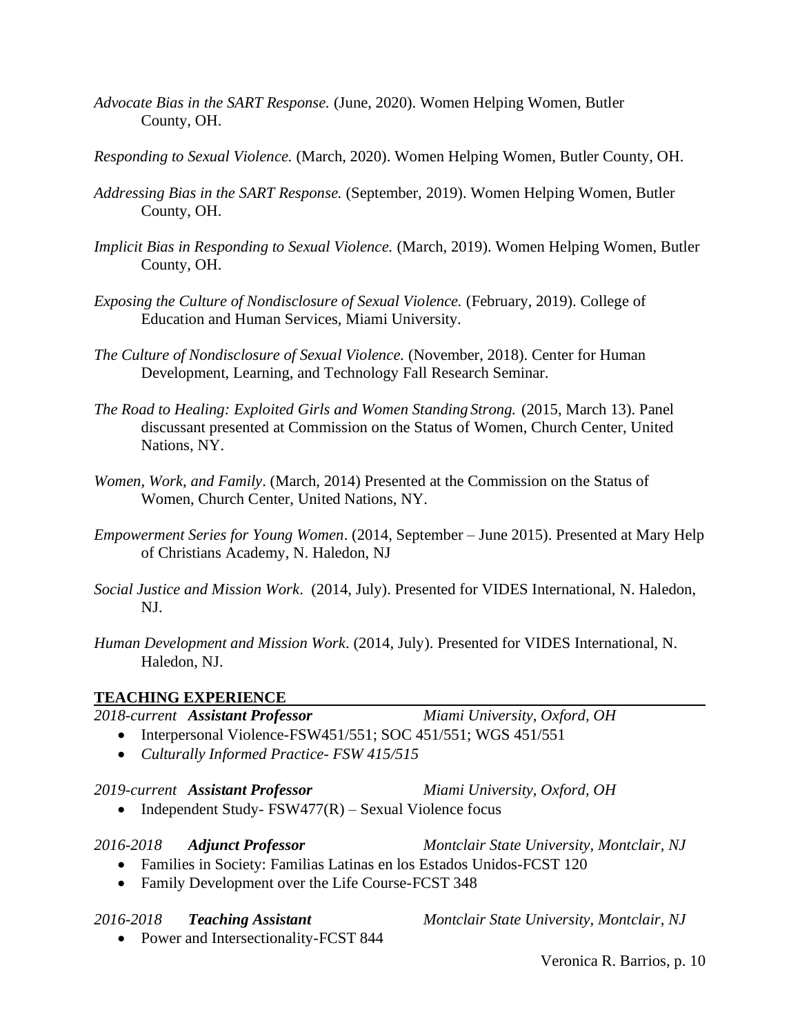*Advocate Bias in the SART Response.* (June, 2020). Women Helping Women, Butler County, OH.

*Responding to Sexual Violence.* (March, 2020). Women Helping Women, Butler County, OH.

*Addressing Bias in the SART Response.* (September, 2019). Women Helping Women, Butler County, OH.

*Implicit Bias in Responding to Sexual Violence.* (March, 2019). Women Helping Women, Butler County, OH.

*Exposing the Culture of Nondisclosure of Sexual Violence.* (February, 2019). College of Education and Human Services, Miami University.

*The Culture of Nondisclosure of Sexual Violence.* (November, 2018). Center for Human Development, Learning, and Technology Fall Research Seminar.

*The Road to Healing: Exploited Girls and Women Standing Strong.* (2015, March 13). Panel discussant presented at Commission on the Status of Women, Church Center, United Nations, NY.

*Women, Work, and Family*. (March, 2014) Presented at the Commission on the Status of Women, Church Center, United Nations, NY.

*Empowerment Series for Young Women*. (2014, September – June 2015). Presented at Mary Help of Christians Academy, N. Haledon, NJ

*Social Justice and Mission Work*. (2014, July). Presented for VIDES International, N. Haledon, NJ.

*Human Development and Mission Work*. (2014, July). Presented for VIDES International, N. Haledon, NJ.

## TEACHING EXPERIENCE

*2018-current* ***Assistant Professor*** *Miami University, Oxford, OH*

- Interpersonal Violence-FSW451/551; SOC 451/551; WGS 451/551
- *Culturally Informed Practice- FSW 415/515*

*2019-current* ***Assistant Professor*** *Miami University, Oxford, OH*

- Independent Study- FSW477(R) – Sexual Violence focus

*2016-2018* ***Adjunct Professor*** *Montclair State University, Montclair, NJ*

- Families in Society: Familias Latinas en los Estados Unidos-FCST 120
- Family Development over the Life Course-FCST 348

*2016-2018* ***Teaching Assistant*** *Montclair State University, Montclair, NJ*

- Power and Intersectionality-FCST 844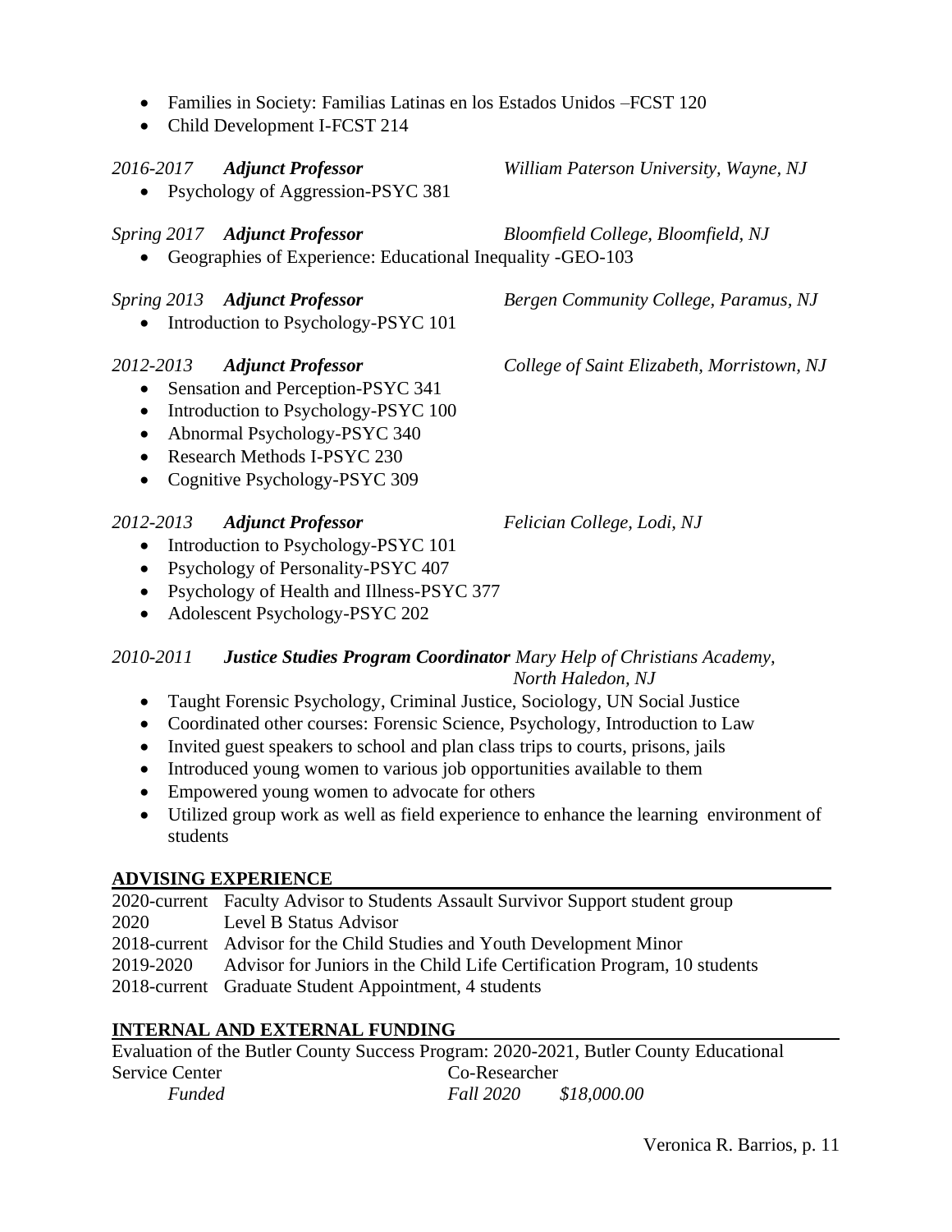- Families in Society: Familias Latinas en los Estados Unidos –FCST 120
- Child Development I-FCST 214

*2016-2017* ***Adjunct Professor*** *William Paterson University, Wayne, NJ*

- Psychology of Aggression-PSYC 381

*Spring 2017* ***Adjunct Professor*** *Bloomfield College, Bloomfield, NJ*

- Geographies of Experience: Educational Inequality -GEO-103

*Spring 2013* ***Adjunct Professor*** *Bergen Community College, Paramus, NJ*

- Introduction to Psychology-PSYC 101

*2012-2013* ***Adjunct Professor*** *College of Saint Elizabeth, Morristown, NJ*

- Sensation and Perception-PSYC 341
- Introduction to Psychology-PSYC 100
- Abnormal Psychology-PSYC 340
- Research Methods I-PSYC 230
- Cognitive Psychology-PSYC 309

*2012-2013* ***Adjunct Professor*** *Felician College, Lodi, NJ*

- Introduction to Psychology-PSYC 101
- Psychology of Personality-PSYC 407
- Psychology of Health and Illness-PSYC 377
- Adolescent Psychology-PSYC 202

*2010-2011* ***Justice Studies Program Coordinator*** *Mary Help of Christians Academy, North Haledon, NJ*

- Taught Forensic Psychology, Criminal Justice, Sociology, UN Social Justice
- Coordinated other courses: Forensic Science, Psychology, Introduction to Law
- Invited guest speakers to school and plan class trips to courts, prisons, jails
- Introduced young women to various job opportunities available to them
- Empowered young women to advocate for others
- Utilized group work as well as field experience to enhance the learning environment of students

## ADVISING EXPERIENCE

2020-current Faculty Advisor to Students Assault Survivor Support student group
2020 Level B Status Advisor
2018-current Advisor for the Child Studies and Youth Development Minor
2019-2020 Advisor for Juniors in the Child Life Certification Program, 10 students
2018-current Graduate Student Appointment, 4 students

## INTERNAL AND EXTERNAL FUNDING

Evaluation of the Butler County Success Program: 2020-2021, Butler County Educational Service Center Co-Researcher
*Funded* *Fall 2020* *$18,000.00*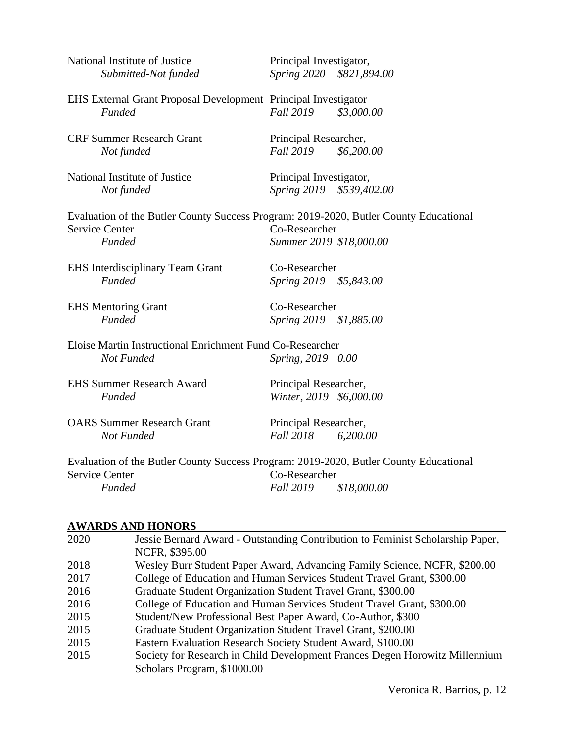National Institute of Justice　　　　Principal Investigator,
*Submitted-Not funded*　　　　*Spring 2020　$821,894.00*

EHS External Grant Proposal Development　Principal Investigator
*Funded*　　　　*Fall 2019　$3,000.00*

CRF Summer Research Grant　　　　Principal Researcher,
*Not funded*　　　　*Fall 2019　$6,200.00*

National Institute of Justice　　　　Principal Investigator,
*Not funded*　　　　*Spring 2019　$539,402.00*

Evaluation of the Butler County Success Program: 2019-2020, Butler County Educational Service Center　　　　Co-Researcher
*Funded*　　　　*Summer 2019 $18,000.00*

EHS Interdisciplinary Team Grant　　　　Co-Researcher
*Funded*　　　　*Spring 2019　$5,843.00*

EHS Mentoring Grant　　　　Co-Researcher
*Funded*　　　　*Spring 2019　$1,885.00*

Eloise Martin Instructional Enrichment Fund Co-Researcher
*Not Funded*　　　　*Spring, 2019　0.00*

EHS Summer Research Award　　　　Principal Researcher,
*Funded*　　　　*Winter, 2019　$6,000.00*

OARS Summer Research Grant　　　　Principal Researcher,
*Not Funded*　　　　*Fall 2018　6,200.00*

Evaluation of the Butler County Success Program: 2019-2020, Butler County Educational Service Center　　　　Co-Researcher
*Funded*　　　　*Fall 2019　$18,000.00*

## AWARDS AND HONORS

2020　Jessie Bernard Award - Outstanding Contribution to Feminist Scholarship Paper, NCFR, $395.00
2018　Wesley Burr Student Paper Award, Advancing Family Science, NCFR, $200.00
2017　College of Education and Human Services Student Travel Grant, $300.00
2016　Graduate Student Organization Student Travel Grant, $300.00
2016　College of Education and Human Services Student Travel Grant, $300.00
2015　Student/New Professional Best Paper Award, Co-Author, $300
2015　Graduate Student Organization Student Travel Grant, $200.00
2015　Eastern Evaluation Research Society Student Award, $100.00
2015　Society for Research in Child Development Frances Degen Horowitz Millennium Scholars Program, $1000.00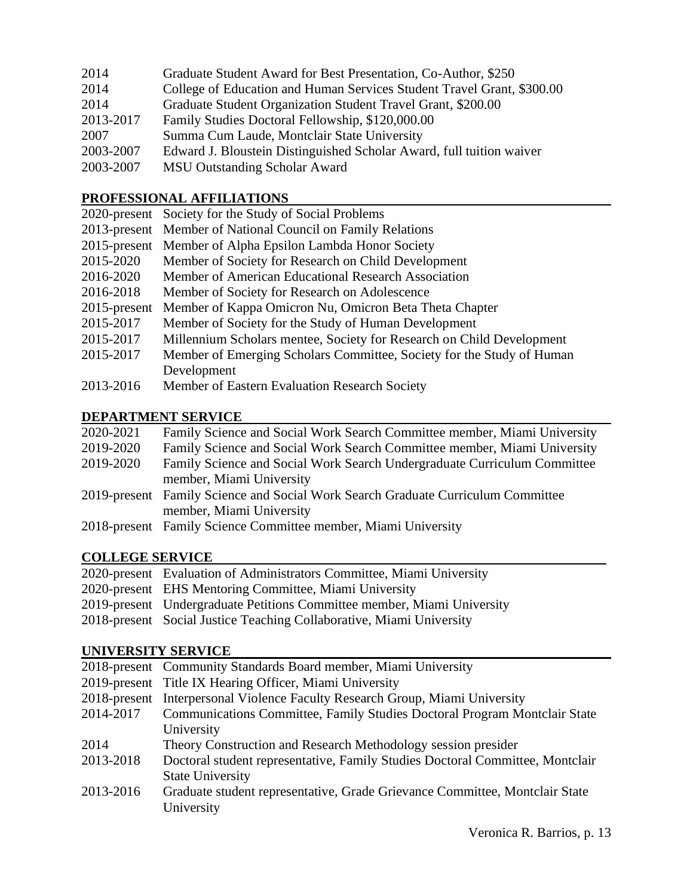| | |
|---|---|
| 2014 | Graduate Student Award for Best Presentation, Co-Author, $250 |
| 2014 | College of Education and Human Services Student Travel Grant, $300.00 |
| 2014 | Graduate Student Organization Student Travel Grant, $200.00 |
| 2013-2017 | Family Studies Doctoral Fellowship, $120,000.00 |
| 2007 | Summa Cum Laude, Montclair State University |
| 2003-2007 | Edward J. Bloustein Distinguished Scholar Award, full tuition waiver |
| 2003-2007 | MSU Outstanding Scholar Award |

## PROFESSIONAL AFFILIATIONS

| | |
|---|---|
| 2020-present | Society for the Study of Social Problems |
| 2013-present | Member of National Council on Family Relations |
| 2015-present | Member of Alpha Epsilon Lambda Honor Society |
| 2015-2020 | Member of Society for Research on Child Development |
| 2016-2020 | Member of American Educational Research Association |
| 2016-2018 | Member of Society for Research on Adolescence |
| 2015-present | Member of Kappa Omicron Nu, Omicron Beta Theta Chapter |
| 2015-2017 | Member of Society for the Study of Human Development |
| 2015-2017 | Millennium Scholars mentee, Society for Research on Child Development |
| 2015-2017 | Member of Emerging Scholars Committee, Society for the Study of Human Development |
| 2013-2016 | Member of Eastern Evaluation Research Society |

## DEPARTMENT SERVICE

| | |
|---|---|
| 2020-2021 | Family Science and Social Work Search Committee member, Miami University |
| 2019-2020 | Family Science and Social Work Search Committee member, Miami University |
| 2019-2020 | Family Science and Social Work Search Undergraduate Curriculum Committee member, Miami University |
| 2019-present | Family Science and Social Work Search Graduate Curriculum Committee member, Miami University |
| 2018-present | Family Science Committee member, Miami University |

## COLLEGE SERVICE

| | |
|---|---|
| 2020-present | Evaluation of Administrators Committee, Miami University |
| 2020-present | EHS Mentoring Committee, Miami University |
| 2019-present | Undergraduate Petitions Committee member, Miami University |
| 2018-present | Social Justice Teaching Collaborative, Miami University |

## UNIVERSITY SERVICE

| | |
|---|---|
| 2018-present | Community Standards Board member, Miami University |
| 2019-present | Title IX Hearing Officer, Miami University |
| 2018-present | Interpersonal Violence Faculty Research Group, Miami University |
| 2014-2017 | Communications Committee, Family Studies Doctoral Program Montclair State University |
| 2014 | Theory Construction and Research Methodology session presider |
| 2013-2018 | Doctoral student representative, Family Studies Doctoral Committee, Montclair State University |
| 2013-2016 | Graduate student representative, Grade Grievance Committee, Montclair State University |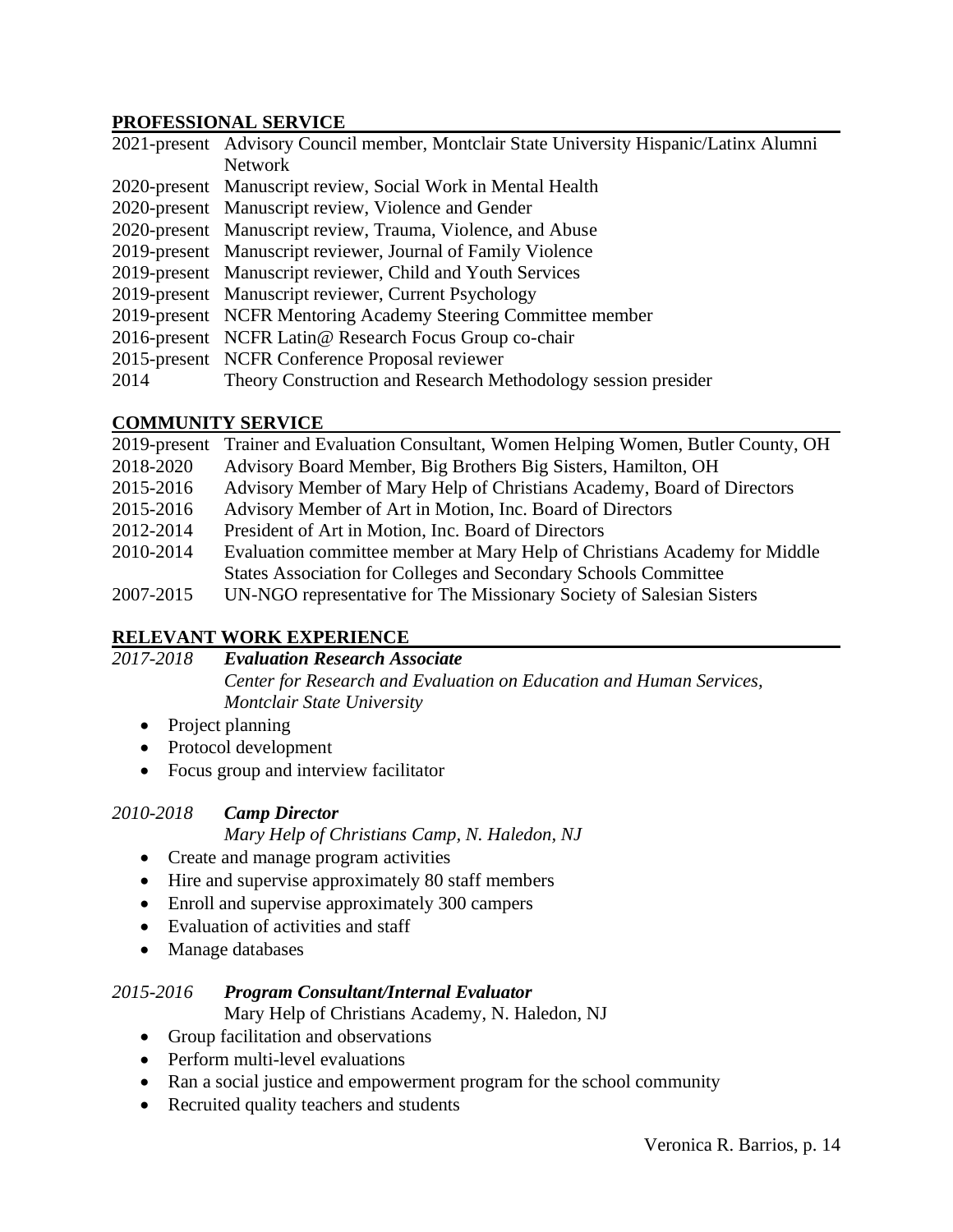## PROFESSIONAL SERVICE

2021-present Advisory Council member, Montclair State University Hispanic/Latinx Alumni Network
2020-present Manuscript review, Social Work in Mental Health
2020-present Manuscript review, Violence and Gender
2020-present Manuscript review, Trauma, Violence, and Abuse
2019-present Manuscript reviewer, Journal of Family Violence
2019-present Manuscript reviewer, Child and Youth Services
2019-present Manuscript reviewer, Current Psychology
2019-present NCFR Mentoring Academy Steering Committee member
2016-present NCFR Latin@ Research Focus Group co-chair
2015-present NCFR Conference Proposal reviewer
2014 Theory Construction and Research Methodology session presider

## COMMUNITY SERVICE

2019-present Trainer and Evaluation Consultant, Women Helping Women, Butler County, OH
2018-2020 Advisory Board Member, Big Brothers Big Sisters, Hamilton, OH
2015-2016 Advisory Member of Mary Help of Christians Academy, Board of Directors
2015-2016 Advisory Member of Art in Motion, Inc. Board of Directors
2012-2014 President of Art in Motion, Inc. Board of Directors
2010-2014 Evaluation committee member at Mary Help of Christians Academy for Middle States Association for Colleges and Secondary Schools Committee
2007-2015 UN-NGO representative for The Missionary Society of Salesian Sisters

## RELEVANT WORK EXPERIENCE

*2017-2018* ***Evaluation Research Associate***
*Center for Research and Evaluation on Education and Human Services, Montclair State University*

- Project planning
- Protocol development
- Focus group and interview facilitator

*2010-2018* ***Camp Director***
*Mary Help of Christians Camp, N. Haledon, NJ*

- Create and manage program activities
- Hire and supervise approximately 80 staff members
- Enroll and supervise approximately 300 campers
- Evaluation of activities and staff
- Manage databases

*2015-2016* ***Program Consultant/Internal Evaluator***
Mary Help of Christians Academy, N. Haledon, NJ

- Group facilitation and observations
- Perform multi-level evaluations
- Ran a social justice and empowerment program for the school community
- Recruited quality teachers and students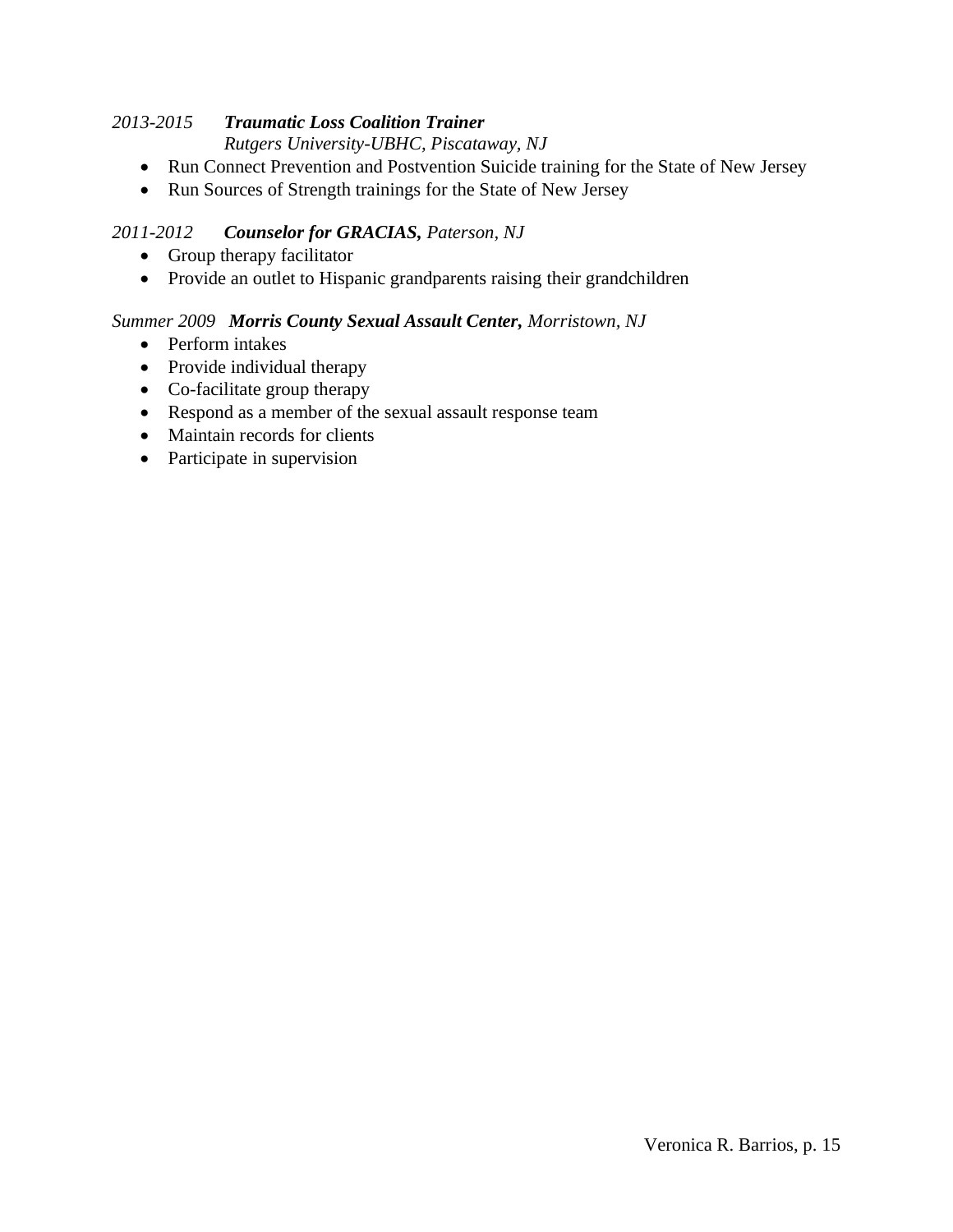*2013-2015* ***Traumatic Loss Coalition Trainer***
*Rutgers University-UBHC, Piscataway, NJ*

- Run Connect Prevention and Postvention Suicide training for the State of New Jersey
- Run Sources of Strength trainings for the State of New Jersey

*2011-2012* ***Counselor for GRACIAS,*** *Paterson, NJ*

- Group therapy facilitator
- Provide an outlet to Hispanic grandparents raising their grandchildren

*Summer 2009* ***Morris County Sexual Assault Center,*** *Morristown, NJ*

- Perform intakes
- Provide individual therapy
- Co-facilitate group therapy
- Respond as a member of the sexual assault response team
- Maintain records for clients
- Participate in supervision